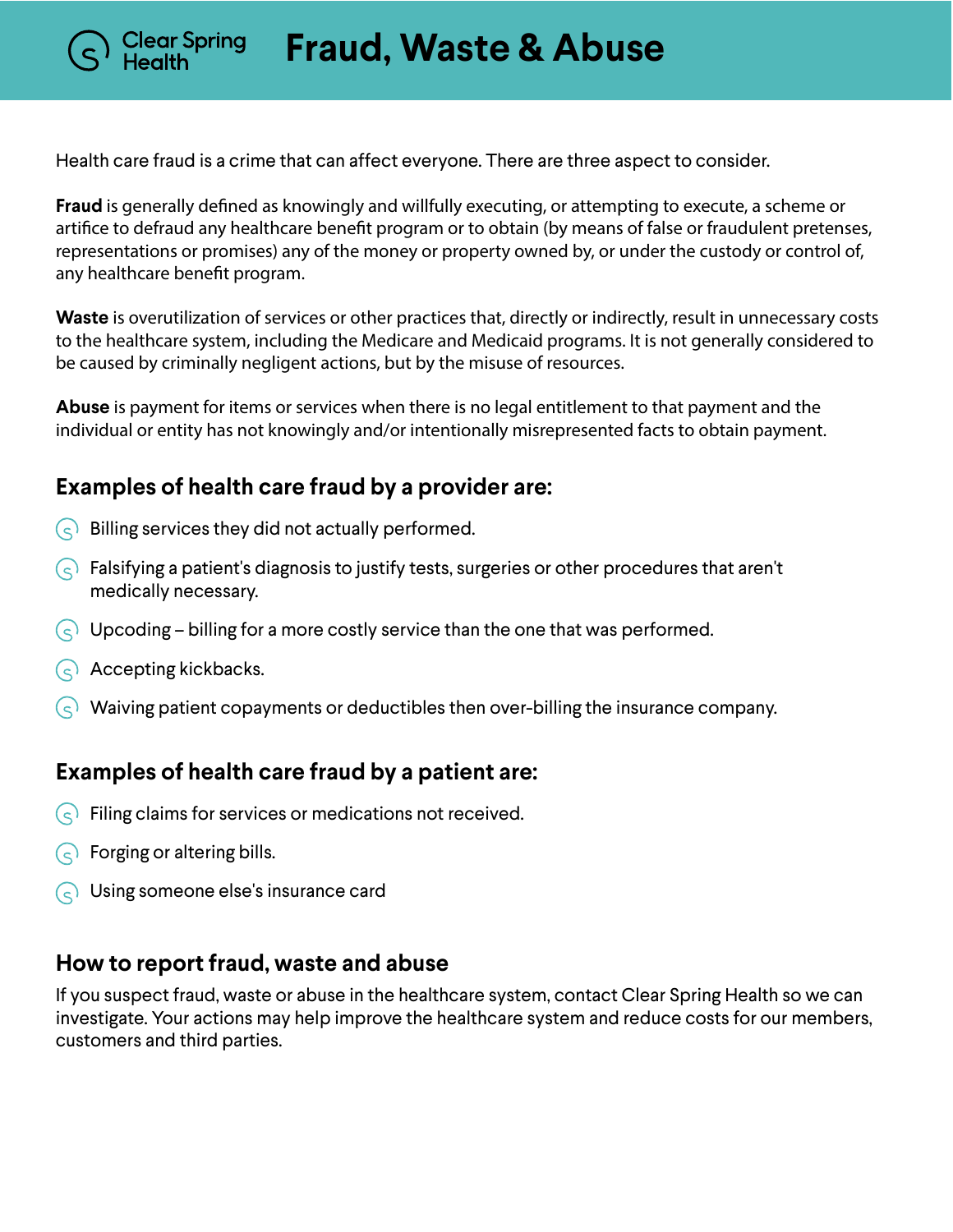Clear Spring Health

# Fraud, Waste & Abuse

Health care fraud is a crime that can affect everyone. There are three aspect to consider.

**Fraud** is generally defined as knowingly and willfully executing, or attempting to execute, a scheme or artifice to defraud any healthcare benefit program or to obtain (by means of false or fraudulent pretenses, representations or promises) any of the money or property owned by, or under the custody or control of, any healthcare benefit program.

**Waste** is overutilization of services or other practices that, directly or indirectly, result in unnecessary costs to the healthcare system, including the Medicare and Medicaid programs. It is not generally considered to be caused by criminally negligent actions, but by the misuse of resources.

**Abuse** is payment for items or services when there is no legal entitlement to that payment and the individual or entity has not knowingly and/or intentionally misrepresented facts to obtain payment.

## Examples of health care fraud by a provider are:

- Billing services they did not actually performed.
- Falsifying a patient's diagnosis to justify tests, surgeries or other procedures that aren't medically necessary.
- Upcoding – billing for a more costly service than the one that was performed.
- Accepting kickbacks.
- Waiving patient copayments or deductibles then over-billing the insurance company.

## Examples of health care fraud by a patient are:

- Filing claims for services or medications not received.
- Forging or altering bills.
- Using someone else's insurance card

## How to report fraud, waste and abuse

If you suspect fraud, waste or abuse in the healthcare system, contact Clear Spring Health so we can investigate. Your actions may help improve the healthcare system and reduce costs for our members, customers and third parties.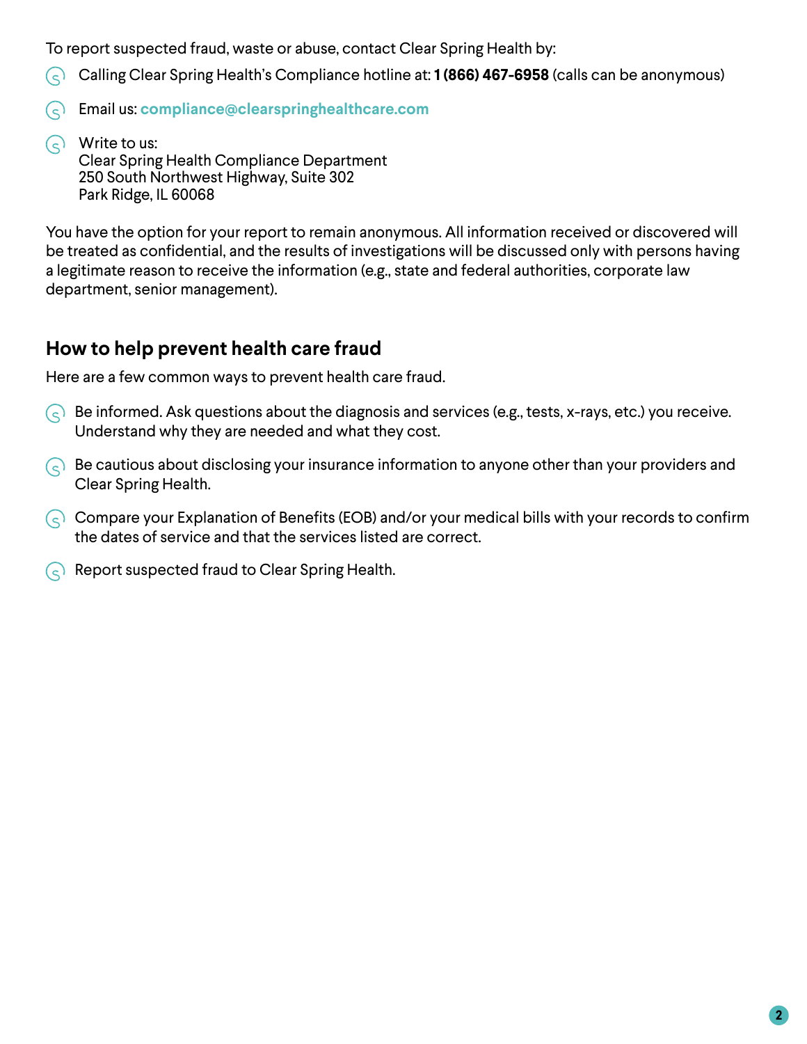To report suspected fraud, waste or abuse, contact Clear Spring Health by:

- Calling Clear Spring Health's Compliance hotline at: **1 (866) 467-6958** (calls can be anonymous)
- Email us: **compliance@clearspringhealthcare.com**
- Write to us:
  Clear Spring Health Compliance Department
  250 South Northwest Highway, Suite 302
  Park Ridge, IL 60068

You have the option for your report to remain anonymous. All information received or discovered will be treated as confidential, and the results of investigations will be discussed only with persons having a legitimate reason to receive the information (e.g., state and federal authorities, corporate law department, senior management).

## How to help prevent health care fraud

Here are a few common ways to prevent health care fraud.

- Be informed. Ask questions about the diagnosis and services (e.g., tests, x-rays, etc.) you receive. Understand why they are needed and what they cost.
- Be cautious about disclosing your insurance information to anyone other than your providers and Clear Spring Health.
- Compare your Explanation of Benefits (EOB) and/or your medical bills with your records to confirm the dates of service and that the services listed are correct.
- Report suspected fraud to Clear Spring Health.